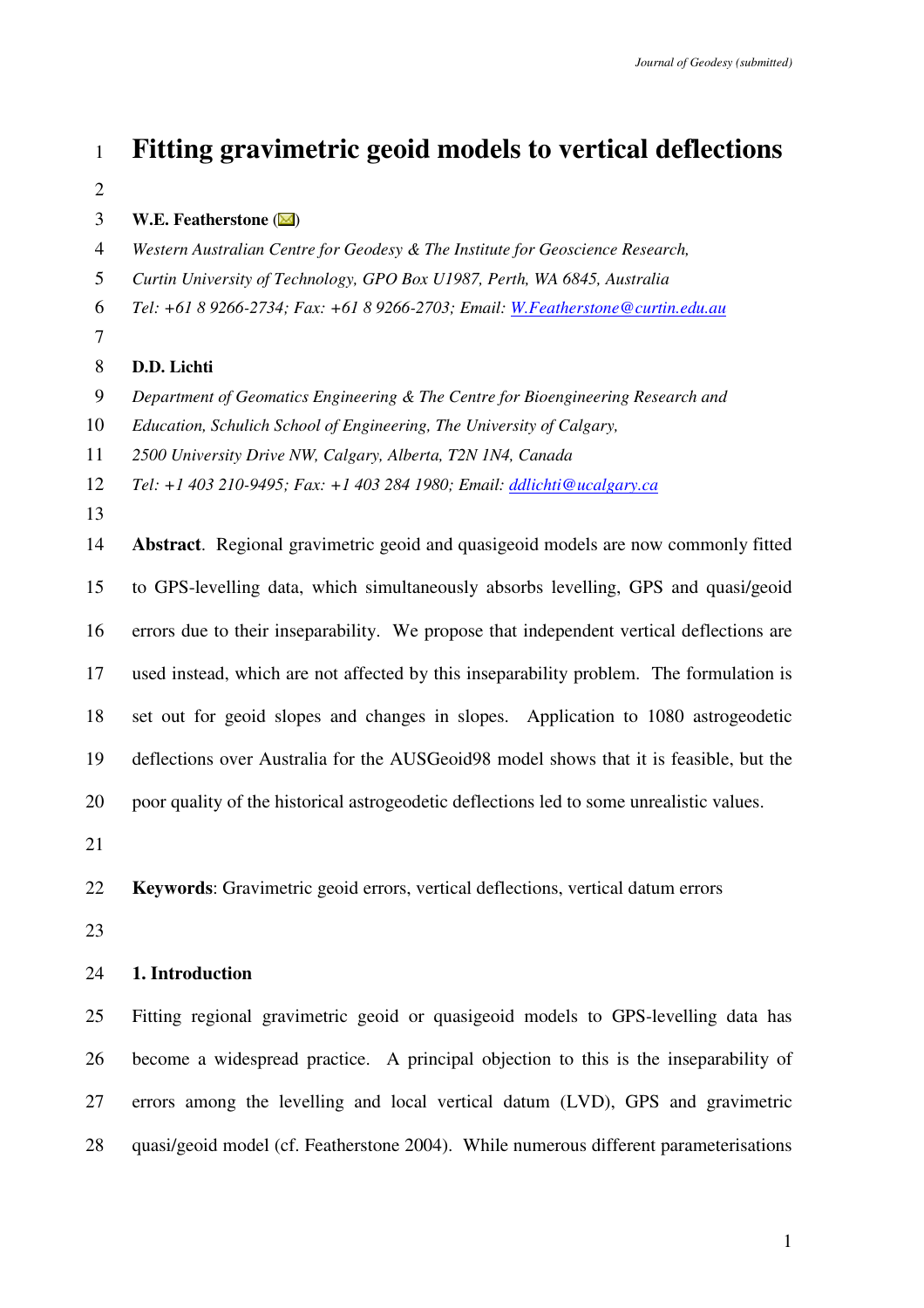# Fitting gravimetric geoid models to vertical deflections

**W.E. Featherstone** (✉)

*Western Australian Centre for Geodesy & The Institute for Geoscience Research,*
*Curtin University of Technology, GPO Box U1987, Perth, WA 6845, Australia*
*Tel: +61 8 9266-2734; Fax: +61 8 9266-2703; Email: W.Featherstone@curtin.edu.au*

**D.D. Lichti**

*Department of Geomatics Engineering & The Centre for Bioengineering Research and Education, Schulich School of Engineering, The University of Calgary,*
*2500 University Drive NW, Calgary, Alberta, T2N 1N4, Canada*
*Tel: +1 403 210-9495; Fax: +1 403 284 1980; Email: ddlichti@ucalgary.ca*

**Abstract**. Regional gravimetric geoid and quasigeoid models are now commonly fitted to GPS-levelling data, which simultaneously absorbs levelling, GPS and quasi/geoid errors due to their inseparability. We propose that independent vertical deflections are used instead, which are not affected by this inseparability problem. The formulation is set out for geoid slopes and changes in slopes. Application to 1080 astrogeodetic deflections over Australia for the AUSGeoid98 model shows that it is feasible, but the poor quality of the historical astrogeodetic deflections led to some unrealistic values.

**Keywords**: Gravimetric geoid errors, vertical deflections, vertical datum errors

## 1. Introduction

Fitting regional gravimetric geoid or quasigeoid models to GPS-levelling data has become a widespread practice. A principal objection to this is the inseparability of errors among the levelling and local vertical datum (LVD), GPS and gravimetric quasi/geoid model (cf. Featherstone 2004). While numerous different parameterisations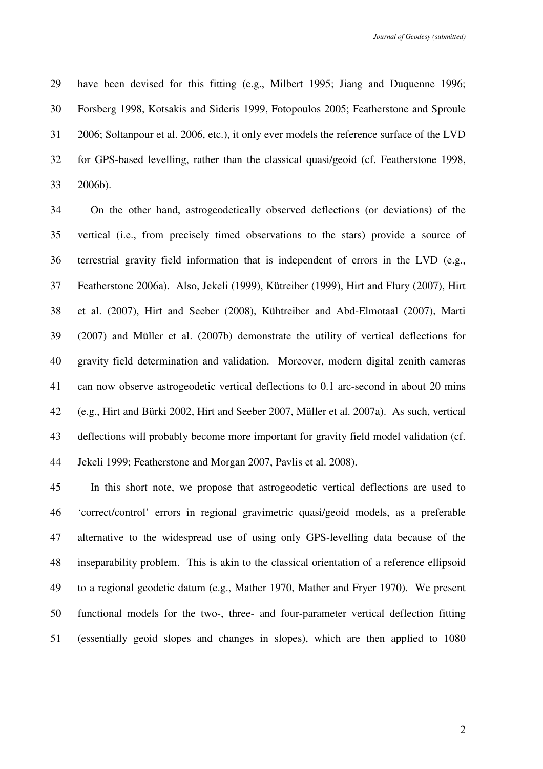have been devised for this fitting (e.g., Milbert 1995; Jiang and Duquenne 1996; Forsberg 1998, Kotsakis and Sideris 1999, Fotopoulos 2005; Featherstone and Sproule 2006; Soltanpour et al. 2006, etc.), it only ever models the reference surface of the LVD for GPS-based levelling, rather than the classical quasi/geoid (cf. Featherstone 1998, 2006b).

On the other hand, astrogeodetically observed deflections (or deviations) of the vertical (i.e., from precisely timed observations to the stars) provide a source of terrestrial gravity field information that is independent of errors in the LVD (e.g., Featherstone 2006a). Also, Jekeli (1999), Kütreiber (1999), Hirt and Flury (2007), Hirt et al. (2007), Hirt and Seeber (2008), Kühtreiber and Abd-Elmotaal (2007), Marti (2007) and Müller et al. (2007b) demonstrate the utility of vertical deflections for gravity field determination and validation. Moreover, modern digital zenith cameras can now observe astrogeodetic vertical deflections to 0.1 arc-second in about 20 mins (e.g., Hirt and Bürki 2002, Hirt and Seeber 2007, Müller et al. 2007a). As such, vertical deflections will probably become more important for gravity field model validation (cf. Jekeli 1999; Featherstone and Morgan 2007, Pavlis et al. 2008).

In this short note, we propose that astrogeodetic vertical deflections are used to 'correct/control' errors in regional gravimetric quasi/geoid models, as a preferable alternative to the widespread use of using only GPS-levelling data because of the inseparability problem. This is akin to the classical orientation of a reference ellipsoid to a regional geodetic datum (e.g., Mather 1970, Mather and Fryer 1970). We present functional models for the two-, three- and four-parameter vertical deflection fitting (essentially geoid slopes and changes in slopes), which are then applied to 1080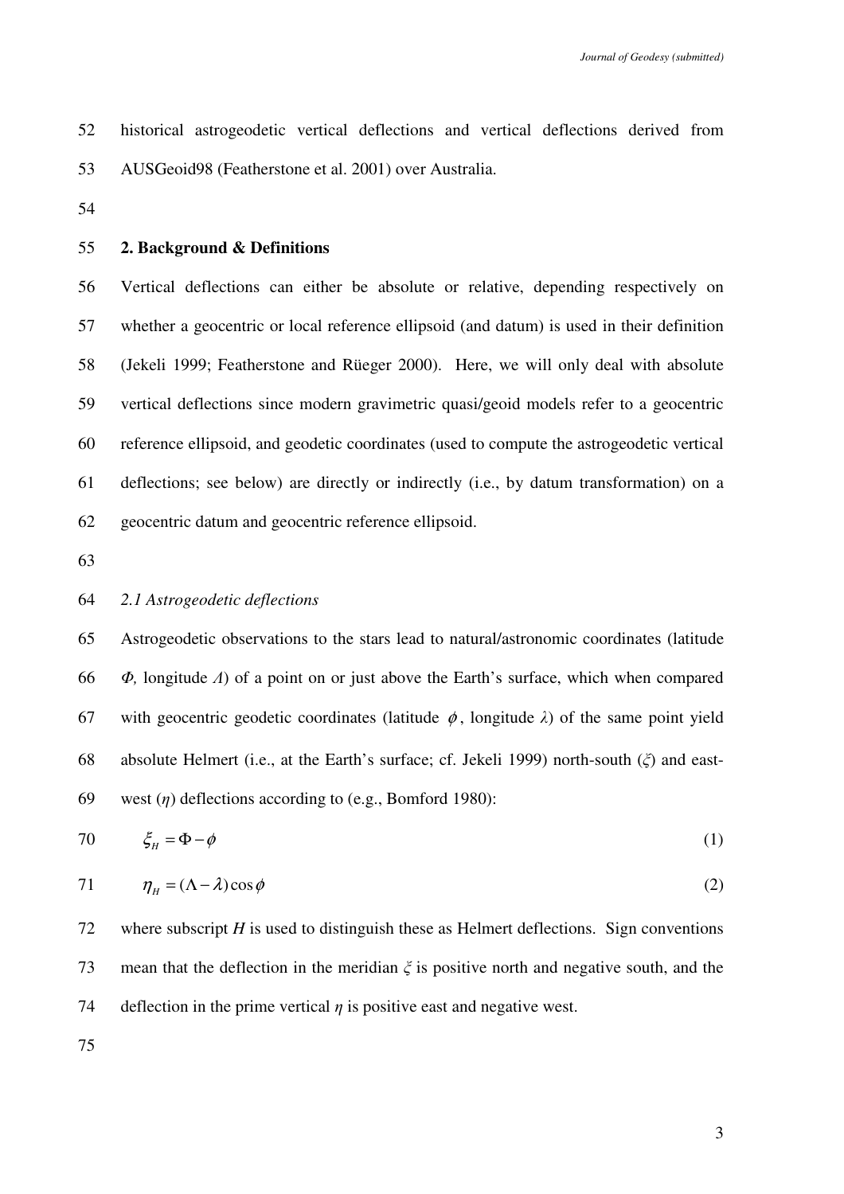historical astrogeodetic vertical deflections and vertical deflections derived from AUSGeoid98 (Featherstone et al. 2001) over Australia.

## 2. Background & Definitions

Vertical deflections can either be absolute or relative, depending respectively on whether a geocentric or local reference ellipsoid (and datum) is used in their definition (Jekeli 1999; Featherstone and Rüeger 2000). Here, we will only deal with absolute vertical deflections since modern gravimetric quasi/geoid models refer to a geocentric reference ellipsoid, and geodetic coordinates (used to compute the astrogeodetic vertical deflections; see below) are directly or indirectly (i.e., by datum transformation) on a geocentric datum and geocentric reference ellipsoid.

### *2.1 Astrogeodetic deflections*

Astrogeodetic observations to the stars lead to natural/astronomic coordinates (latitude $\Phi$, longitude $\Lambda$) of a point on or just above the Earth's surface, which when compared with geocentric geodetic coordinates (latitude $\phi$, longitude $\lambda$) of the same point yield absolute Helmert (i.e., at the Earth's surface; cf. Jekeli 1999) north-south ($\xi$) and east-west ($\eta$) deflections according to (e.g., Bomford 1980):

$$\xi_H = \Phi - \phi \tag{1}$$

$$\eta_H = (\Lambda - \lambda)\cos\phi \tag{2}$$

where subscript $H$ is used to distinguish these as Helmert deflections. Sign conventions mean that the deflection in the meridian $\xi$ is positive north and negative south, and the deflection in the prime vertical $\eta$ is positive east and negative west.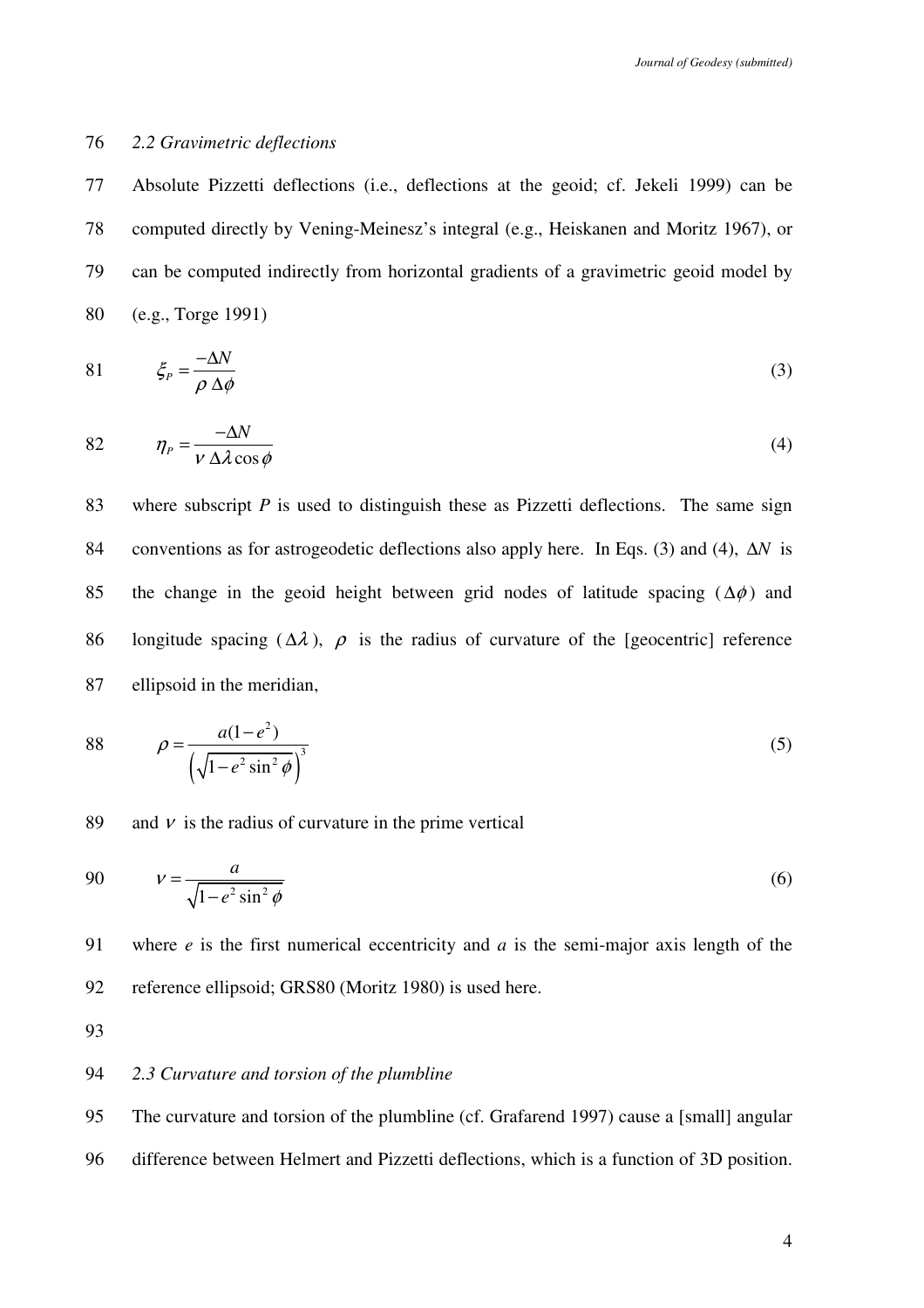### *2.2 Gravimetric deflections*

Absolute Pizzetti deflections (i.e., deflections at the geoid; cf. Jekeli 1999) can be computed directly by Vening-Meinesz's integral (e.g., Heiskanen and Moritz 1967), or can be computed indirectly from horizontal gradients of a gravimetric geoid model by (e.g., Torge 1991)

$$\xi_P = \frac{-\Delta N}{\rho \, \Delta\phi} \tag{3}$$

$$\eta_P = \frac{-\Delta N}{\nu \, \Delta\lambda \cos\phi} \tag{4}$$

where subscript $P$ is used to distinguish these as Pizzetti deflections. The same sign conventions as for astrogeodetic deflections also apply here. In Eqs. (3) and (4), $\Delta N$ is the change in the geoid height between grid nodes of latitude spacing ($\Delta\phi$) and longitude spacing ($\Delta\lambda$), $\rho$ is the radius of curvature of the [geocentric] reference ellipsoid in the meridian,

$$\rho = \frac{a(1-e^2)}{\left(\sqrt{1-e^2\sin^2\phi}\right)^3} \tag{5}$$

and $\nu$ is the radius of curvature in the prime vertical

$$\nu = \frac{a}{\sqrt{1-e^2\sin^2\phi}} \tag{6}$$

where $e$ is the first numerical eccentricity and $a$ is the semi-major axis length of the reference ellipsoid; GRS80 (Moritz 1980) is used here.

### *2.3 Curvature and torsion of the plumbline*

The curvature and torsion of the plumbline (cf. Grafarend 1997) cause a [small] angular difference between Helmert and Pizzetti deflections, which is a function of 3D position.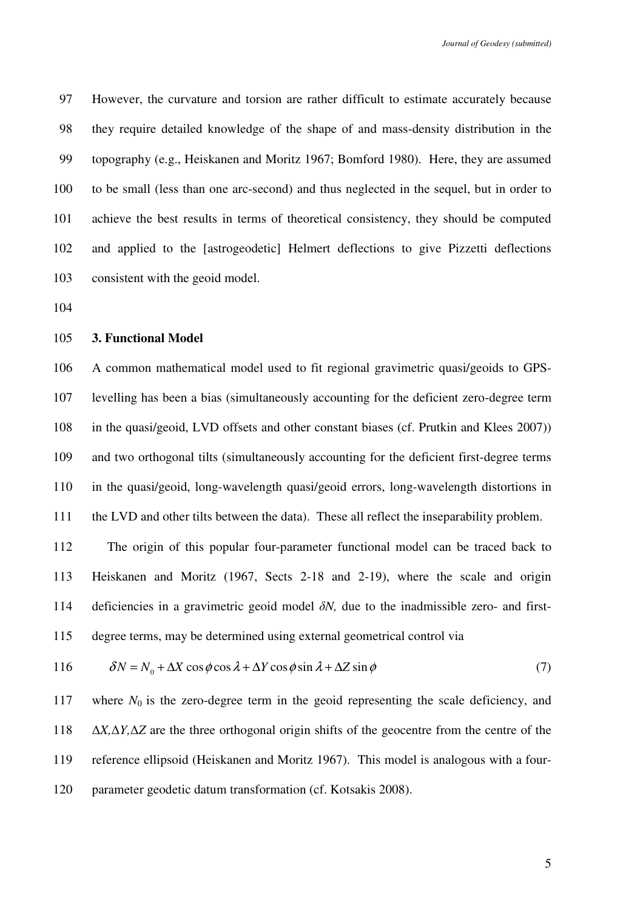However, the curvature and torsion are rather difficult to estimate accurately because they require detailed knowledge of the shape of and mass-density distribution in the topography (e.g., Heiskanen and Moritz 1967; Bomford 1980). Here, they are assumed to be small (less than one arc-second) and thus neglected in the sequel, but in order to achieve the best results in terms of theoretical consistency, they should be computed and applied to the [astrogeodetic] Helmert deflections to give Pizzetti deflections consistent with the geoid model.

## 3. Functional Model

A common mathematical model used to fit regional gravimetric quasi/geoids to GPS-levelling has been a bias (simultaneously accounting for the deficient zero-degree term in the quasi/geoid, LVD offsets and other constant biases (cf. Prutkin and Klees 2007)) and two orthogonal tilts (simultaneously accounting for the deficient first-degree terms in the quasi/geoid, long-wavelength quasi/geoid errors, long-wavelength distortions in the LVD and other tilts between the data). These all reflect the inseparability problem.

The origin of this popular four-parameter functional model can be traced back to Heiskanen and Moritz (1967, Sects 2-18 and 2-19), where the scale and origin deficiencies in a gravimetric geoid model $\delta N$, due to the inadmissible zero- and first-degree terms, may be determined using external geometrical control via

$$\delta N = N_0 + \Delta X \cos\phi \cos\lambda + \Delta Y \cos\phi \sin\lambda + \Delta Z \sin\phi \tag{7}$$

where $N_0$ is the zero-degree term in the geoid representing the scale deficiency, and $\Delta X, \Delta Y, \Delta Z$ are the three orthogonal origin shifts of the geocentre from the centre of the reference ellipsoid (Heiskanen and Moritz 1967). This model is analogous with a four-parameter geodetic datum transformation (cf. Kotsakis 2008).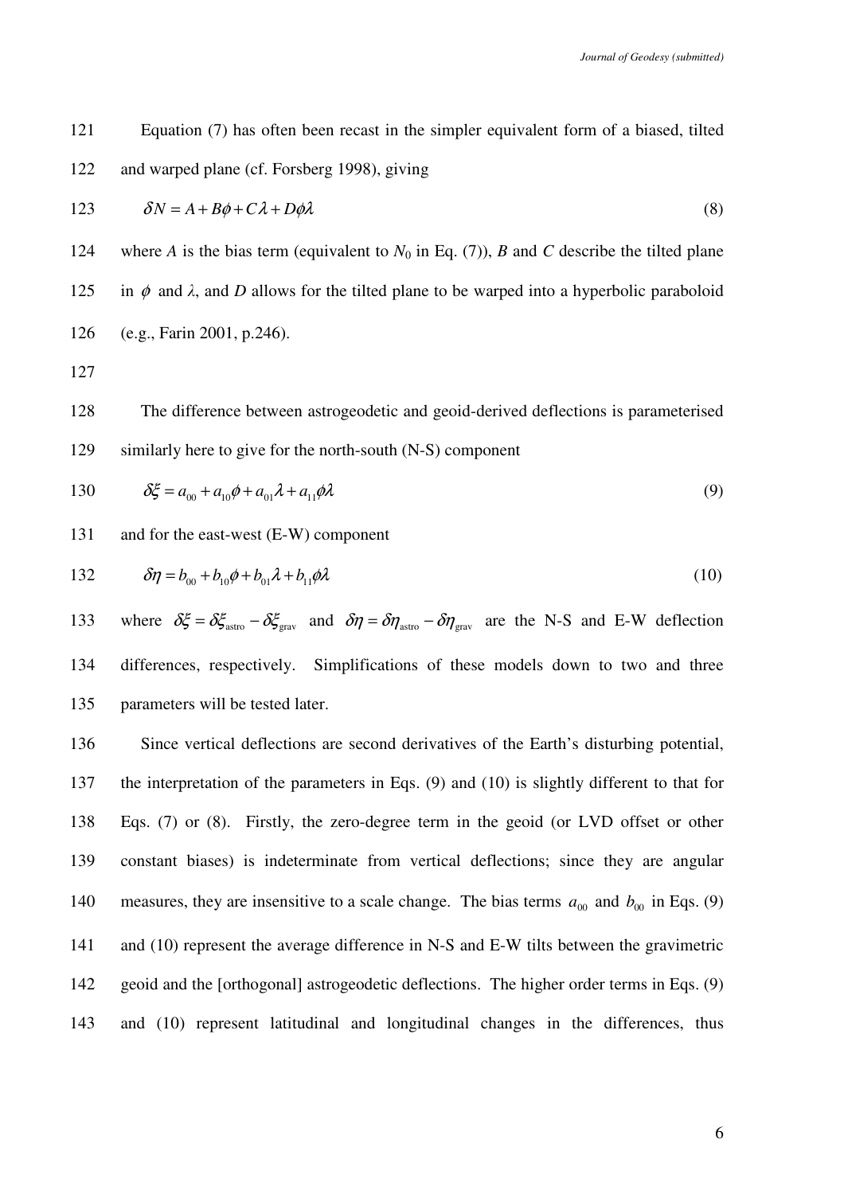Equation (7) has often been recast in the simpler equivalent form of a biased, tilted and warped plane (cf. Forsberg 1998), giving

$$\delta N = A + B\phi + C\lambda + D\phi\lambda \tag{8}$$

where $A$ is the bias term (equivalent to $N_0$ in Eq. (7)), $B$ and $C$ describe the tilted plane in $\phi$ and $\lambda$, and $D$ allows for the tilted plane to be warped into a hyperbolic paraboloid (e.g., Farin 2001, p.246).

The difference between astrogeodetic and geoid-derived deflections is parameterised similarly here to give for the north-south (N-S) component

$$\delta\xi = a_{00} + a_{10}\phi + a_{01}\lambda + a_{11}\phi\lambda \tag{9}$$

and for the east-west (E-W) component

$$\delta\eta = b_{00} + b_{10}\phi + b_{01}\lambda + b_{11}\phi\lambda \tag{10}$$

where $\delta\xi = \delta\xi_{\text{astro}} - \delta\xi_{\text{grav}}$ and $\delta\eta = \delta\eta_{\text{astro}} - \delta\eta_{\text{grav}}$ are the N-S and E-W deflection differences, respectively. Simplifications of these models down to two and three parameters will be tested later.

Since vertical deflections are second derivatives of the Earth's disturbing potential, the interpretation of the parameters in Eqs. (9) and (10) is slightly different to that for Eqs. (7) or (8). Firstly, the zero-degree term in the geoid (or LVD offset or other constant biases) is indeterminate from vertical deflections; since they are angular measures, they are insensitive to a scale change. The bias terms $a_{00}$ and $b_{00}$ in Eqs. (9) and (10) represent the average difference in N-S and E-W tilts between the gravimetric geoid and the [orthogonal] astrogeodetic deflections. The higher order terms in Eqs. (9) and (10) represent latitudinal and longitudinal changes in the differences, thus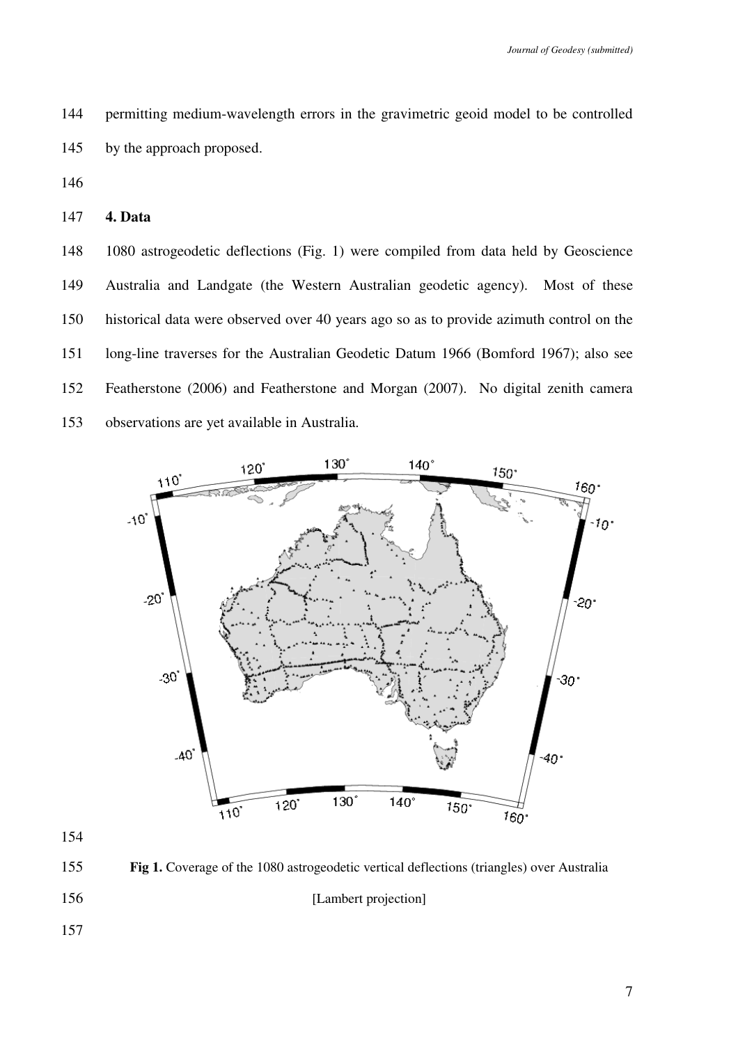permitting medium-wavelength errors in the gravimetric geoid model to be controlled by the approach proposed.

## 4. Data

1080 astrogeodetic deflections (Fig. 1) were compiled from data held by Geoscience Australia and Landgate (the Western Australian geodetic agency). Most of these historical data were observed over 40 years ago so as to provide azimuth control on the long-line traverses for the Australian Geodetic Datum 1966 (Bomford 1967); also see Featherstone (2006) and Featherstone and Morgan (2007). No digital zenith camera observations are yet available in Australia.

**Fig 1.** Coverage of the 1080 astrogeodetic vertical deflections (triangles) over Australia [Lambert projection]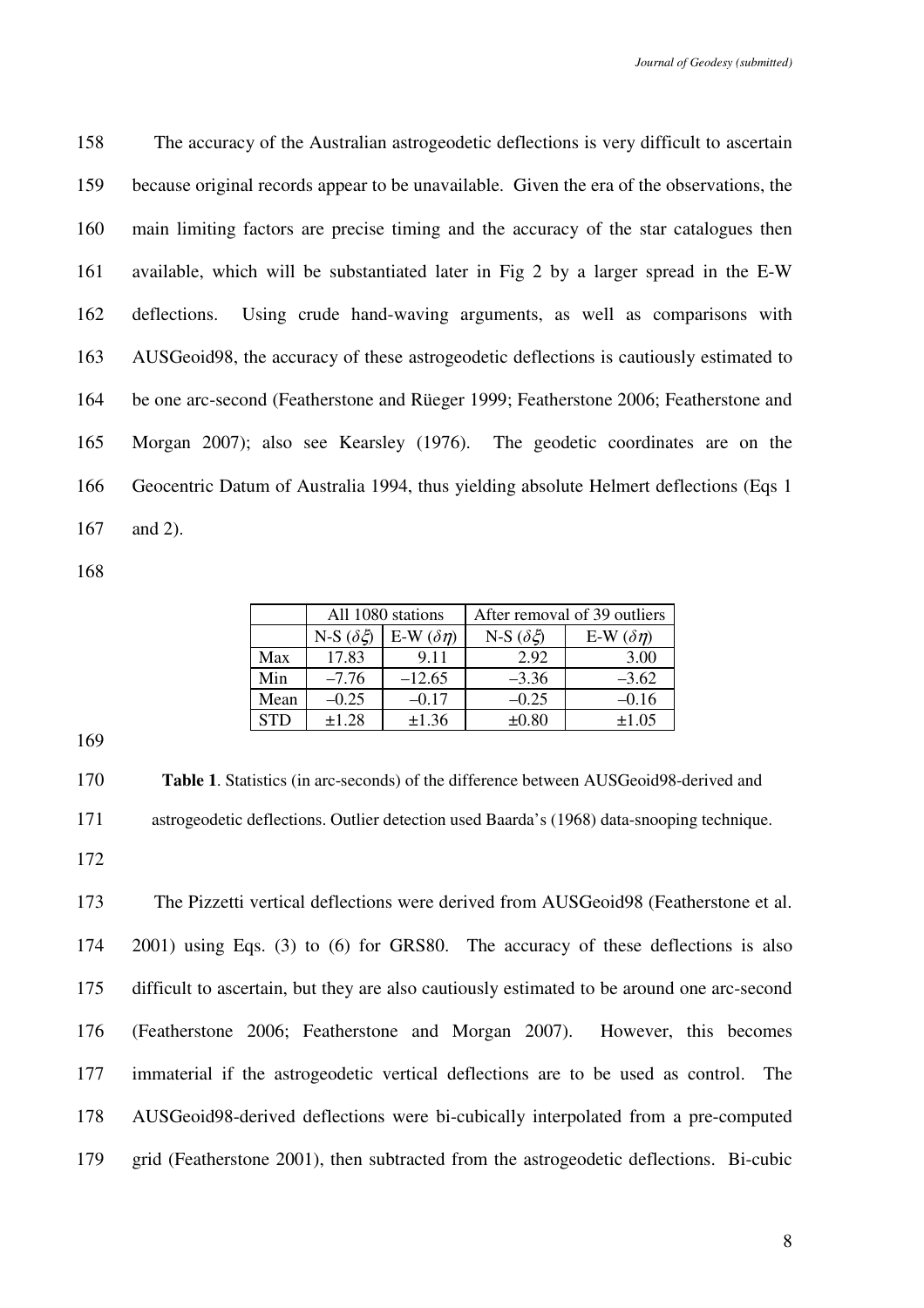The accuracy of the Australian astrogeodetic deflections is very difficult to ascertain because original records appear to be unavailable. Given the era of the observations, the main limiting factors are precise timing and the accuracy of the star catalogues then available, which will be substantiated later in Fig 2 by a larger spread in the E-W deflections. Using crude hand-waving arguments, as well as comparisons with AUSGeoid98, the accuracy of these astrogeodetic deflections is cautiously estimated to be one arc-second (Featherstone and Rüeger 1999; Featherstone 2006; Featherstone and Morgan 2007); also see Kearsley (1976). The geodetic coordinates are on the Geocentric Datum of Australia 1994, thus yielding absolute Helmert deflections (Eqs 1 and 2).

| | All 1080 stations | | After removal of 39 outliers | |
|---|---|---|---|---|
| | N-S ($\delta\xi$) | E-W ($\delta\eta$) | N-S ($\delta\xi$) | E-W ($\delta\eta$) |
| Max | 17.83 | 9.11 | 2.92 | 3.00 |
| Min | –7.76 | –12.65 | –3.36 | –3.62 |
| Mean | –0.25 | –0.17 | –0.25 | –0.16 |
| STD | ±1.28 | ±1.36 | ±0.80 | ±1.05 |

**Table 1**. Statistics (in arc-seconds) of the difference between AUSGeoid98-derived and astrogeodetic deflections. Outlier detection used Baarda's (1968) data-snooping technique.

The Pizzetti vertical deflections were derived from AUSGeoid98 (Featherstone et al. 2001) using Eqs. (3) to (6) for GRS80. The accuracy of these deflections is also difficult to ascertain, but they are also cautiously estimated to be around one arc-second (Featherstone 2006; Featherstone and Morgan 2007). However, this becomes immaterial if the astrogeodetic vertical deflections are to be used as control. The AUSGeoid98-derived deflections were bi-cubically interpolated from a pre-computed grid (Featherstone 2001), then subtracted from the astrogeodetic deflections. Bi-cubic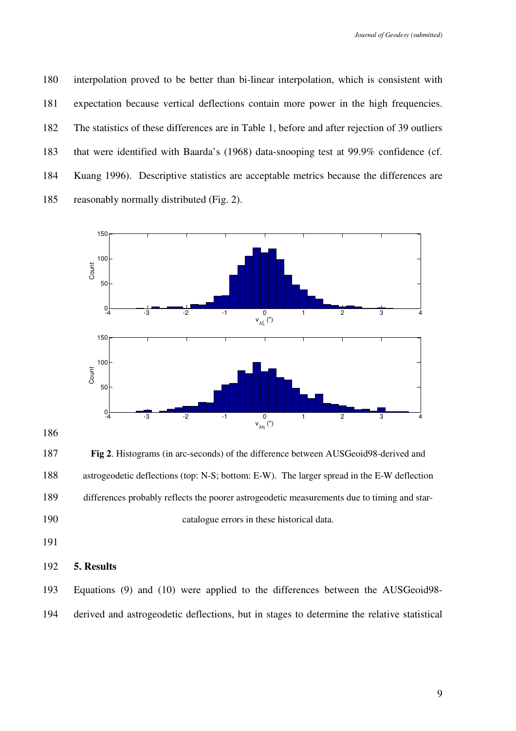interpolation proved to be better than bi-linear interpolation, which is consistent with expectation because vertical deflections contain more power in the high frequencies. The statistics of these differences are in Table 1, before and after rejection of 39 outliers that were identified with Baarda's (1968) data-snooping test at 99.9% confidence (cf. Kuang 1996). Descriptive statistics are acceptable metrics because the differences are reasonably normally distributed (Fig. 2).

**Fig 2**. Histograms (in arc-seconds) of the difference between AUSGeoid98-derived and astrogeodetic deflections (top: N-S; bottom: E-W). The larger spread in the E-W deflection differences probably reflects the poorer astrogeodetic measurements due to timing and star-catalogue errors in these historical data.

## 5. Results

Equations (9) and (10) were applied to the differences between the AUSGeoid98-derived and astrogeodetic deflections, but in stages to determine the relative statistical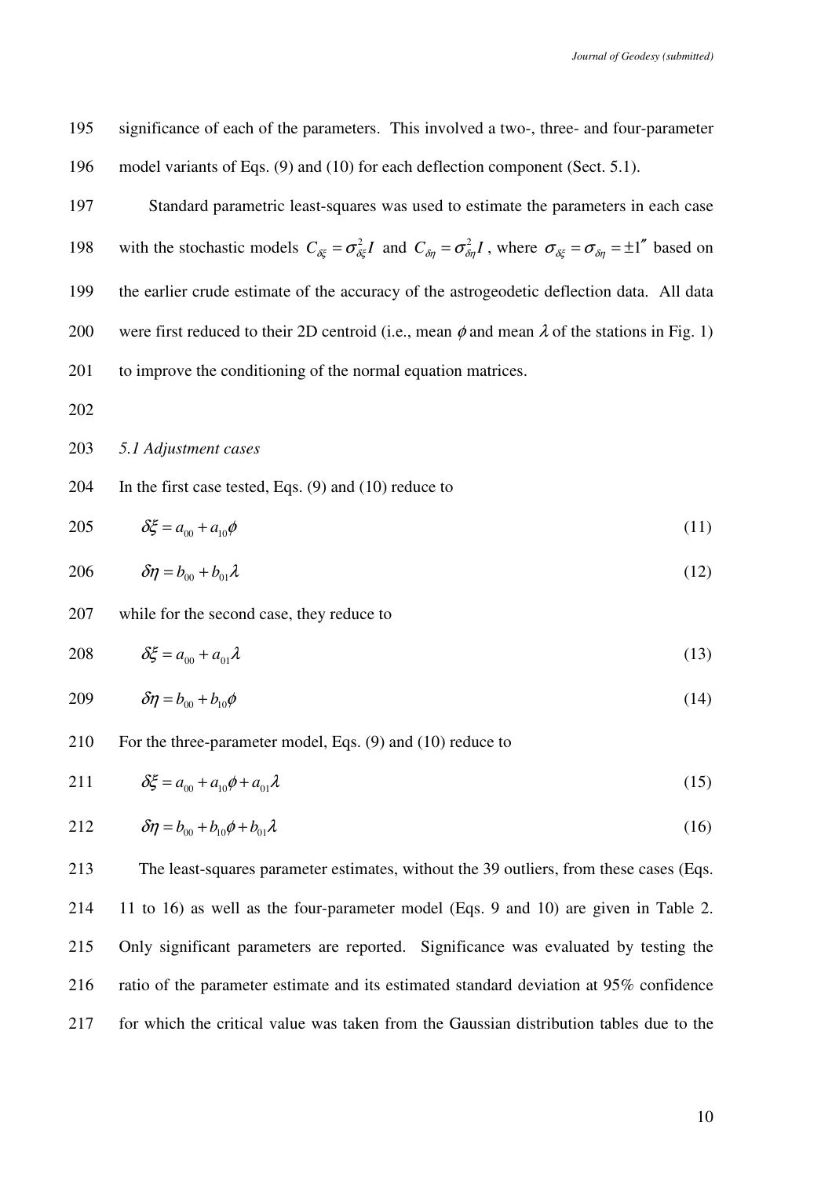significance of each of the parameters. This involved a two-, three- and four-parameter model variants of Eqs. (9) and (10) for each deflection component (Sect. 5.1).

Standard parametric least-squares was used to estimate the parameters in each case with the stochastic models $C_{\delta\xi} = \sigma_{\delta\xi}^2 I$ and $C_{\delta\eta} = \sigma_{\delta\eta}^2 I$, where $\sigma_{\delta\xi} = \sigma_{\delta\eta} = \pm 1''$ based on the earlier crude estimate of the accuracy of the astrogeodetic deflection data. All data were first reduced to their 2D centroid (i.e., mean $\phi$ and mean $\lambda$ of the stations in Fig. 1) to improve the conditioning of the normal equation matrices.

*5.1 Adjustment cases*

In the first case tested, Eqs. (9) and (10) reduce to

$$\delta\xi = a_{00} + a_{10}\phi \tag{11}$$

$$\delta\eta = b_{00} + b_{01}\lambda \tag{12}$$

while for the second case, they reduce to

$$\delta\xi = a_{00} + a_{01}\lambda \tag{13}$$

$$\delta\eta = b_{00} + b_{10}\phi \tag{14}$$

For the three-parameter model, Eqs. (9) and (10) reduce to

$$\delta\xi = a_{00} + a_{10}\phi + a_{01}\lambda \tag{15}$$

$$\delta\eta = b_{00} + b_{10}\phi + b_{01}\lambda \tag{16}$$

The least-squares parameter estimates, without the 39 outliers, from these cases (Eqs. 11 to 16) as well as the four-parameter model (Eqs. 9 and 10) are given in Table 2. Only significant parameters are reported. Significance was evaluated by testing the ratio of the parameter estimate and its estimated standard deviation at 95% confidence for which the critical value was taken from the Gaussian distribution tables due to the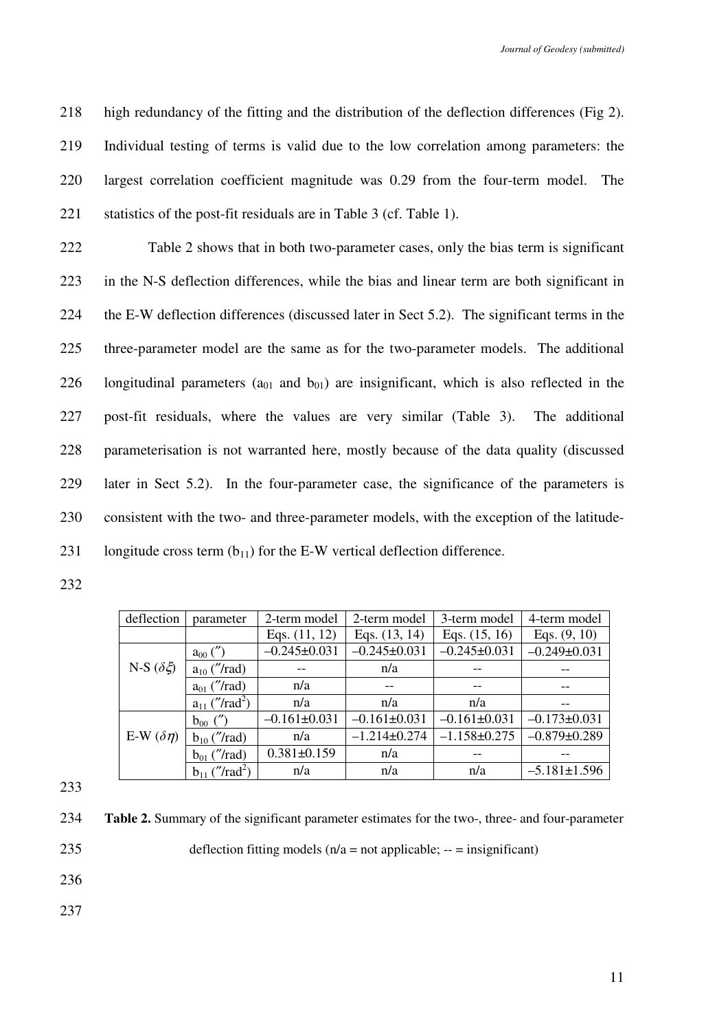high redundancy of the fitting and the distribution of the deflection differences (Fig 2). Individual testing of terms is valid due to the low correlation among parameters: the largest correlation coefficient magnitude was 0.29 from the four-term model. The statistics of the post-fit residuals are in Table 3 (cf. Table 1).

Table 2 shows that in both two-parameter cases, only the bias term is significant in the N-S deflection differences, while the bias and linear term are both significant in the E-W deflection differences (discussed later in Sect 5.2). The significant terms in the three-parameter model are the same as for the two-parameter models. The additional longitudinal parameters ($a_{01}$ and $b_{01}$) are insignificant, which is also reflected in the post-fit residuals, where the values are very similar (Table 3). The additional parameterisation is not warranted here, mostly because of the data quality (discussed later in Sect 5.2). In the four-parameter case, the significance of the parameters is consistent with the two- and three-parameter models, with the exception of the latitude-longitude cross term ($b_{11}$) for the E-W vertical deflection difference.

| deflection | parameter | 2-term model | 2-term model | 3-term model | 4-term model |
|---|---|---|---|---|---|
| | | Eqs. (11, 12) | Eqs. (13, 14) | Eqs. (15, 16) | Eqs. (9, 10) |
| N-S ($\delta\xi$) | $a_{00}$ (″) | –0.245±0.031 | –0.245±0.031 | –0.245±0.031 | –0.249±0.031 |
| | $a_{10}$ (″/rad) | -- | n/a | -- | -- |
| | $a_{01}$ (″/rad) | n/a | -- | -- | -- |
| | $a_{11}$ (″/rad$^2$) | n/a | n/a | n/a | -- |
| E-W ($\delta\eta$) | $b_{00}$ (″) | –0.161±0.031 | –0.161±0.031 | –0.161±0.031 | –0.173±0.031 |
| | $b_{10}$ (″/rad) | n/a | –1.214±0.274 | –1.158±0.275 | –0.879±0.289 |
| | $b_{01}$ (″/rad) | 0.381±0.159 | n/a | -- | -- |
| | $b_{11}$ (″/rad$^2$) | n/a | n/a | n/a | –5.181±1.596 |

**Table 2.** Summary of the significant parameter estimates for the two-, three- and four-parameter deflection fitting models (n/a = not applicable; -- = insignificant)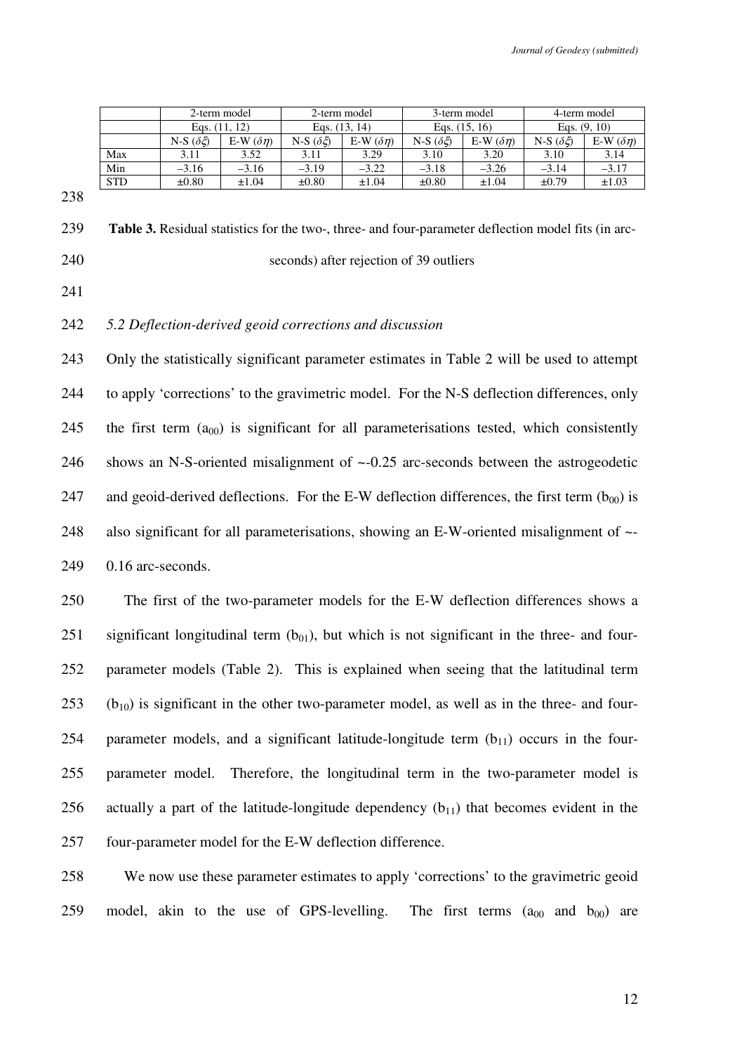| | 2-term model | | 2-term model | | 3-term model | | 4-term model | |
|---|---|---|---|---|---|---|---|---|
| | Eqs. (11, 12) | | Eqs. (13, 14) | | Eqs. (15, 16) | | Eqs. (9, 10) | |
| | N-S ($\delta\xi$) | E-W ($\delta\eta$) | N-S ($\delta\xi$) | E-W ($\delta\eta$) | N-S ($\delta\xi$) | E-W ($\delta\eta$) | N-S ($\delta\xi$) | E-W ($\delta\eta$) |
| Max | 3.11 | 3.52 | 3.11 | 3.29 | 3.10 | 3.20 | 3.10 | 3.14 |
| Min | –3.16 | –3.16 | –3.19 | –3.22 | –3.18 | –3.26 | –3.14 | –3.17 |
| STD | ±0.80 | ±1.04 | ±0.80 | ±1.04 | ±0.80 | ±1.04 | ±0.79 | ±1.03 |

**Table 3.** Residual statistics for the two-, three- and four-parameter deflection model fits (in arc-seconds) after rejection of 39 outliers

### *5.2 Deflection-derived geoid corrections and discussion*

Only the statistically significant parameter estimates in Table 2 will be used to attempt to apply 'corrections' to the gravimetric model. For the N-S deflection differences, only the first term ($a_{00}$) is significant for all parameterisations tested, which consistently shows an N-S-oriented misalignment of ~-0.25 arc-seconds between the astrogeodetic and geoid-derived deflections. For the E-W deflection differences, the first term ($b_{00}$) is also significant for all parameterisations, showing an E-W-oriented misalignment of ~-0.16 arc-seconds.

The first of the two-parameter models for the E-W deflection differences shows a significant longitudinal term ($b_{01}$), but which is not significant in the three- and four-parameter models (Table 2). This is explained when seeing that the latitudinal term ($b_{10}$) is significant in the other two-parameter model, as well as in the three- and four-parameter models, and a significant latitude-longitude term ($b_{11}$) occurs in the four-parameter model. Therefore, the longitudinal term in the two-parameter model is actually a part of the latitude-longitude dependency ($b_{11}$) that becomes evident in the four-parameter model for the E-W deflection difference.

We now use these parameter estimates to apply 'corrections' to the gravimetric geoid model, akin to the use of GPS-levelling. The first terms ($a_{00}$ and $b_{00}$) are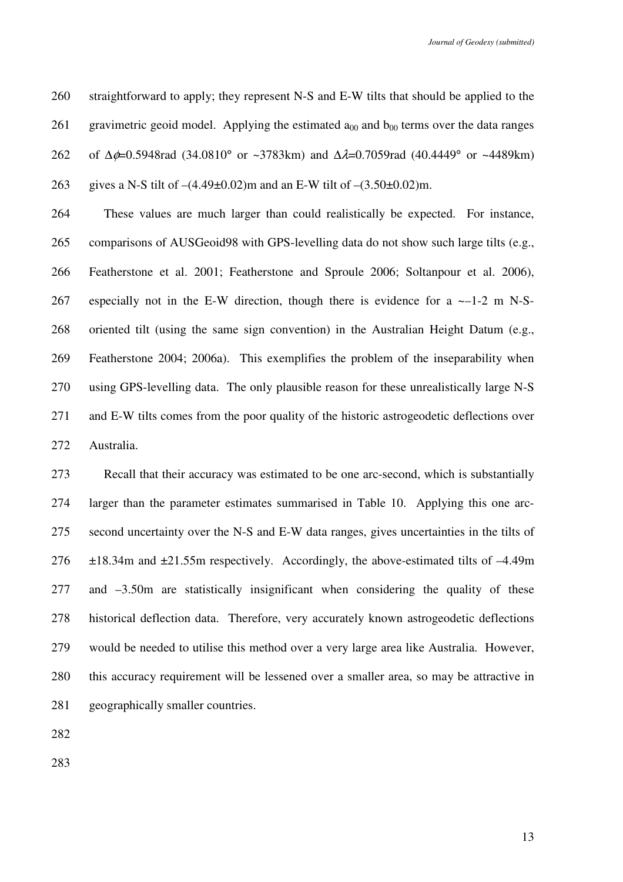straightforward to apply; they represent N-S and E-W tilts that should be applied to the gravimetric geoid model. Applying the estimated $a_{00}$ and $b_{00}$ terms over the data ranges of $\Delta\phi$=0.5948rad (34.0810° or ~3783km) and $\Delta\lambda$=0.7059rad (40.4449° or ~4489km) gives a N-S tilt of –(4.49±0.02)m and an E-W tilt of –(3.50±0.02)m.

These values are much larger than could realistically be expected. For instance, comparisons of AUSGeoid98 with GPS-levelling data do not show such large tilts (e.g., Featherstone et al. 2001; Featherstone and Sproule 2006; Soltanpour et al. 2006), especially not in the E-W direction, though there is evidence for a ~–1-2 m N-S-oriented tilt (using the same sign convention) in the Australian Height Datum (e.g., Featherstone 2004; 2006a). This exemplifies the problem of the inseparability when using GPS-levelling data. The only plausible reason for these unrealistically large N-S and E-W tilts comes from the poor quality of the historic astrogeodetic deflections over Australia.

Recall that their accuracy was estimated to be one arc-second, which is substantially larger than the parameter estimates summarised in Table 10. Applying this one arc-second uncertainty over the N-S and E-W data ranges, gives uncertainties in the tilts of ±18.34m and ±21.55m respectively. Accordingly, the above-estimated tilts of –4.49m and –3.50m are statistically insignificant when considering the quality of these historical deflection data. Therefore, very accurately known astrogeodetic deflections would be needed to utilise this method over a very large area like Australia. However, this accuracy requirement will be lessened over a smaller area, so may be attractive in geographically smaller countries.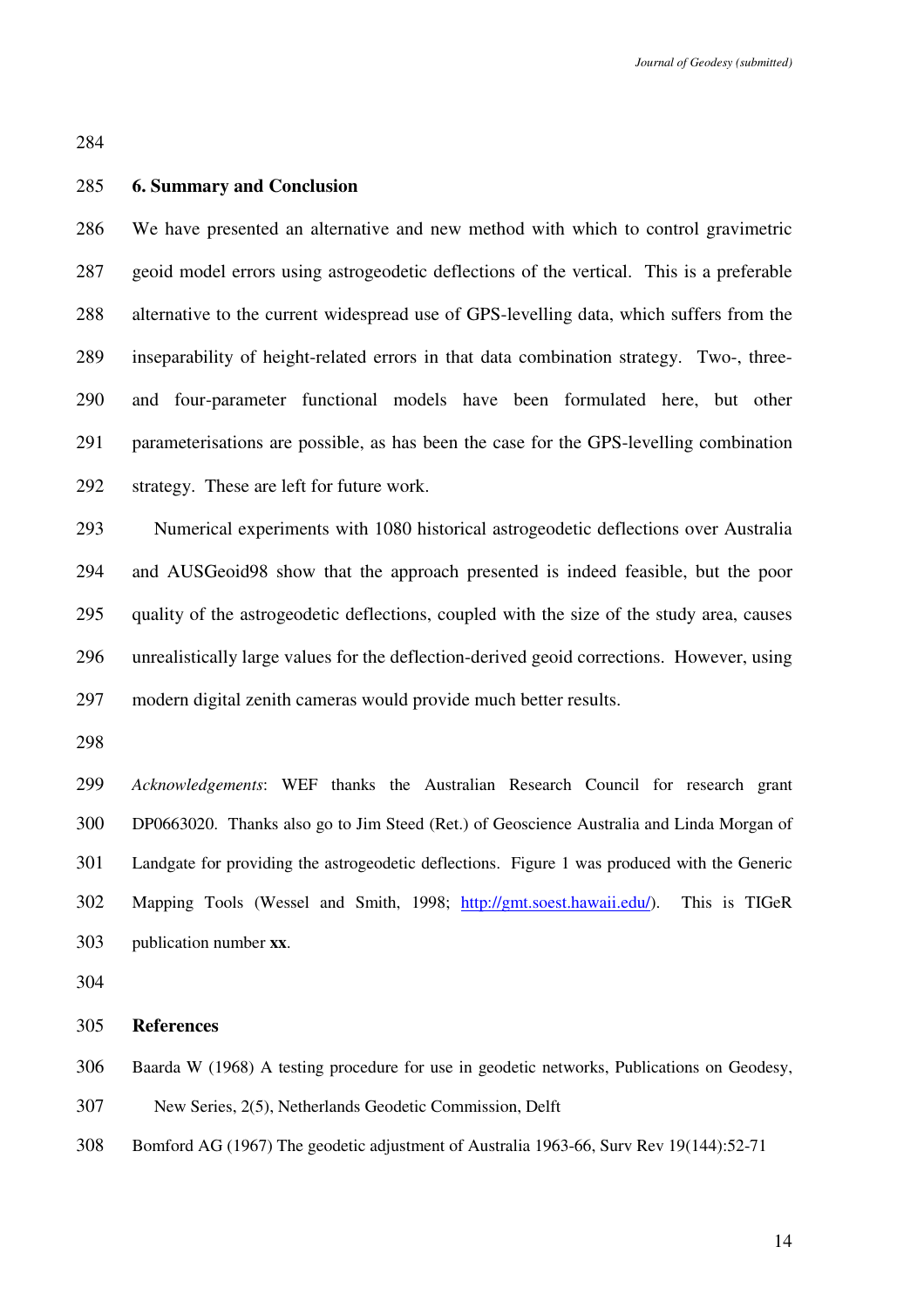## 6. Summary and Conclusion

We have presented an alternative and new method with which to control gravimetric geoid model errors using astrogeodetic deflections of the vertical. This is a preferable alternative to the current widespread use of GPS-levelling data, which suffers from the inseparability of height-related errors in that data combination strategy. Two-, three- and four-parameter functional models have been formulated here, but other parameterisations are possible, as has been the case for the GPS-levelling combination strategy. These are left for future work.

Numerical experiments with 1080 historical astrogeodetic deflections over Australia and AUSGeoid98 show that the approach presented is indeed feasible, but the poor quality of the astrogeodetic deflections, coupled with the size of the study area, causes unrealistically large values for the deflection-derived geoid corrections. However, using modern digital zenith cameras would provide much better results.

*Acknowledgements*: WEF thanks the Australian Research Council for research grant DP0663020. Thanks also go to Jim Steed (Ret.) of Geoscience Australia and Linda Morgan of Landgate for providing the astrogeodetic deflections. Figure 1 was produced with the Generic Mapping Tools (Wessel and Smith, 1998; http://gmt.soest.hawaii.edu/). This is TIGeR publication number **xx**.

## References

Baarda W (1968) A testing procedure for use in geodetic networks, Publications on Geodesy, New Series, 2(5), Netherlands Geodetic Commission, Delft

Bomford AG (1967) The geodetic adjustment of Australia 1963-66, Surv Rev 19(144):52-71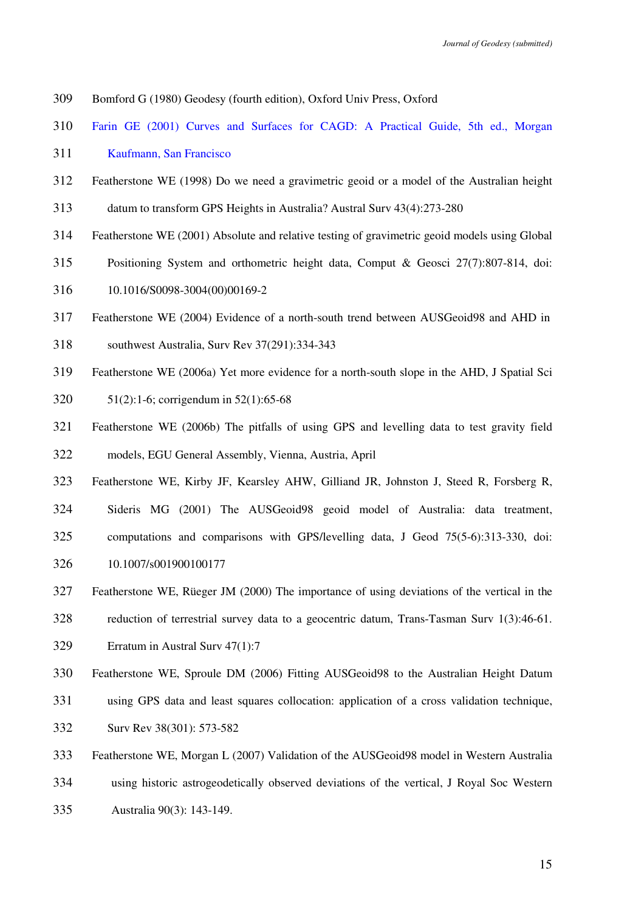Bomford G (1980) Geodesy (fourth edition), Oxford Univ Press, Oxford

Farin GE (2001) Curves and Surfaces for CAGD: A Practical Guide, 5th ed., Morgan Kaufmann, San Francisco

Featherstone WE (1998) Do we need a gravimetric geoid or a model of the Australian height datum to transform GPS Heights in Australia? Austral Surv 43(4):273-280

Featherstone WE (2001) Absolute and relative testing of gravimetric geoid models using Global Positioning System and orthometric height data, Comput & Geosci 27(7):807-814, doi: 10.1016/S0098-3004(00)00169-2

Featherstone WE (2004) Evidence of a north-south trend between AUSGeoid98 and AHD in southwest Australia, Surv Rev 37(291):334-343

Featherstone WE (2006a) Yet more evidence for a north-south slope in the AHD, J Spatial Sci 51(2):1-6; corrigendum in 52(1):65-68

Featherstone WE (2006b) The pitfalls of using GPS and levelling data to test gravity field models, EGU General Assembly, Vienna, Austria, April

Featherstone WE, Kirby JF, Kearsley AHW, Gilliand JR, Johnston J, Steed R, Forsberg R, Sideris MG (2001) The AUSGeoid98 geoid model of Australia: data treatment, computations and comparisons with GPS/levelling data, J Geod 75(5-6):313-330, doi: 10.1007/s001900100177

Featherstone WE, Rüeger JM (2000) The importance of using deviations of the vertical in the reduction of terrestrial survey data to a geocentric datum, Trans-Tasman Surv 1(3):46-61. Erratum in Austral Surv 47(1):7

Featherstone WE, Sproule DM (2006) Fitting AUSGeoid98 to the Australian Height Datum using GPS data and least squares collocation: application of a cross validation technique, Surv Rev 38(301): 573-582

Featherstone WE, Morgan L (2007) Validation of the AUSGeoid98 model in Western Australia using historic astrogeodetically observed deviations of the vertical, J Royal Soc Western Australia 90(3): 143-149.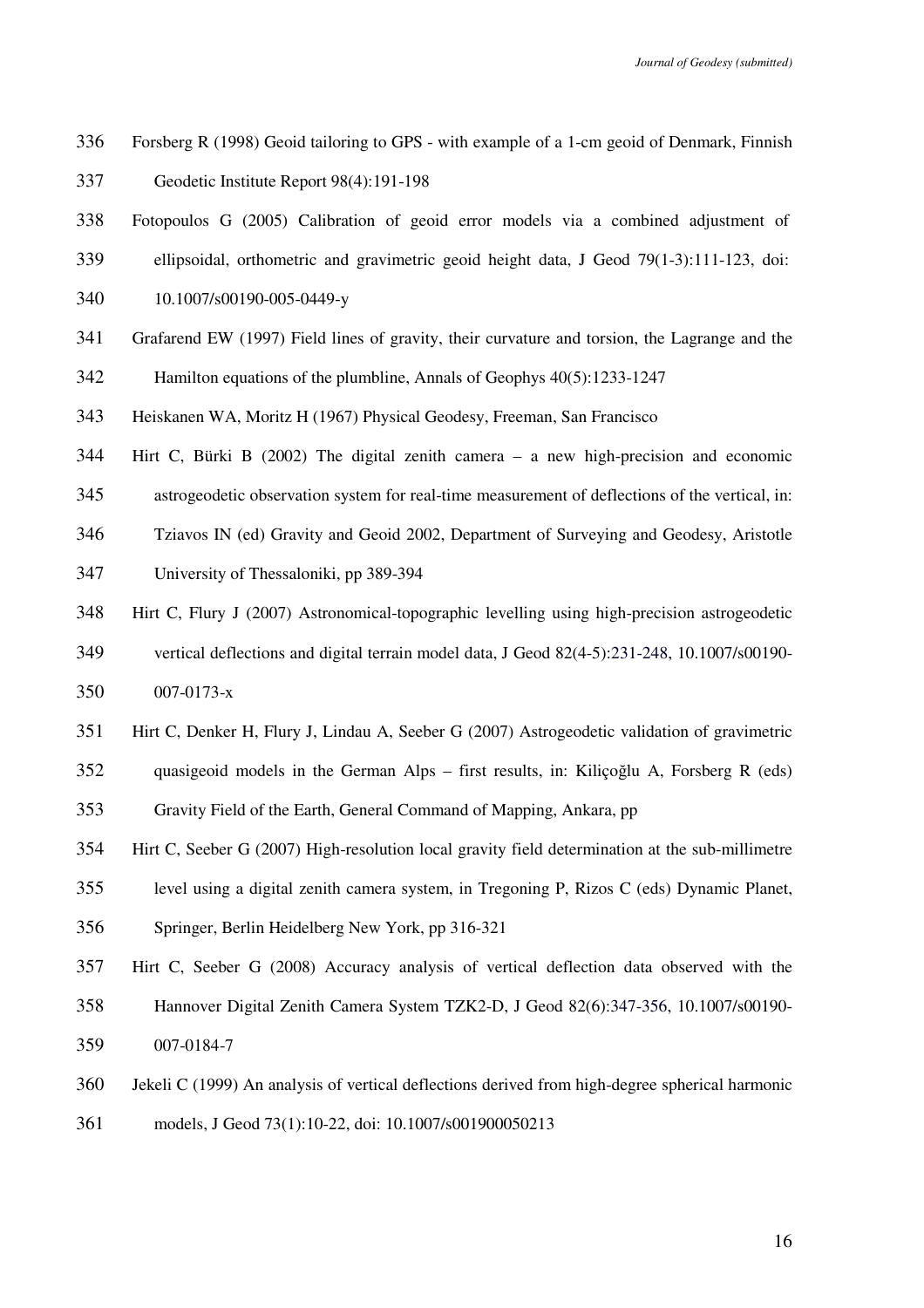Forsberg R (1998) Geoid tailoring to GPS - with example of a 1-cm geoid of Denmark, Finnish Geodetic Institute Report 98(4):191-198

Fotopoulos G (2005) Calibration of geoid error models via a combined adjustment of ellipsoidal, orthometric and gravimetric geoid height data, J Geod 79(1-3):111-123, doi: 10.1007/s00190-005-0449-y

Grafarend EW (1997) Field lines of gravity, their curvature and torsion, the Lagrange and the Hamilton equations of the plumbline, Annals of Geophys 40(5):1233-1247

Heiskanen WA, Moritz H (1967) Physical Geodesy, Freeman, San Francisco

Hirt C, Bürki B (2002) The digital zenith camera – a new high-precision and economic astrogeodetic observation system for real-time measurement of deflections of the vertical, in: Tziavos IN (ed) Gravity and Geoid 2002, Department of Surveying and Geodesy, Aristotle University of Thessaloniki, pp 389-394

Hirt C, Flury J (2007) Astronomical-topographic levelling using high-precision astrogeodetic vertical deflections and digital terrain model data, J Geod 82(4-5):231-248, 10.1007/s00190-007-0173-x

Hirt C, Denker H, Flury J, Lindau A, Seeber G (2007) Astrogeodetic validation of gravimetric quasigeoid models in the German Alps – first results, in: Kiliçoğlu A, Forsberg R (eds) Gravity Field of the Earth, General Command of Mapping, Ankara, pp

Hirt C, Seeber G (2007) High-resolution local gravity field determination at the sub-millimetre level using a digital zenith camera system, in Tregoning P, Rizos C (eds) Dynamic Planet, Springer, Berlin Heidelberg New York, pp 316-321

Hirt C, Seeber G (2008) Accuracy analysis of vertical deflection data observed with the Hannover Digital Zenith Camera System TZK2-D, J Geod 82(6):347-356, 10.1007/s00190-007-0184-7

Jekeli C (1999) An analysis of vertical deflections derived from high-degree spherical harmonic models, J Geod 73(1):10-22, doi: 10.1007/s001900050213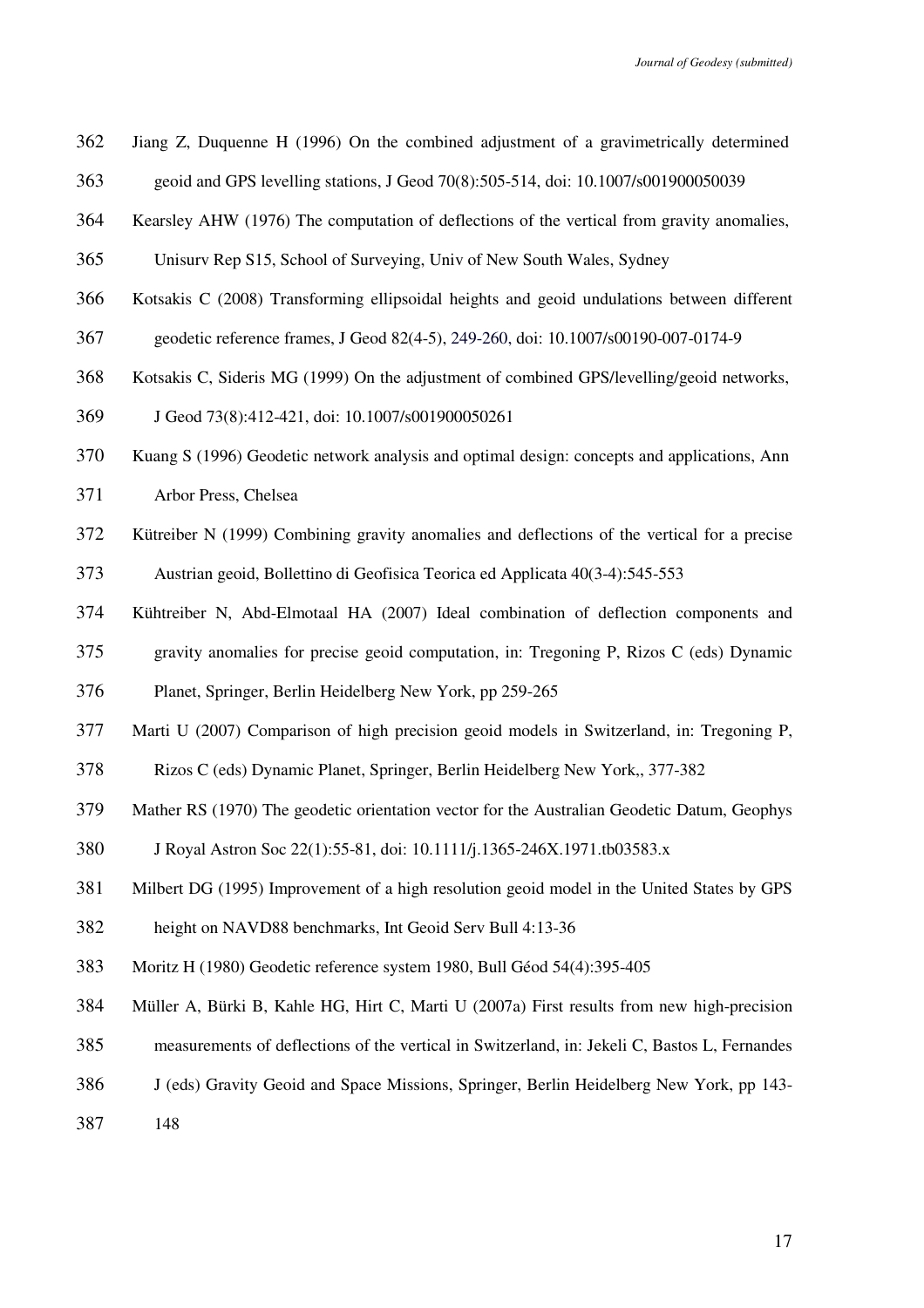Jiang Z, Duquenne H (1996) On the combined adjustment of a gravimetrically determined geoid and GPS levelling stations, J Geod 70(8):505-514, doi: 10.1007/s001900050039

Kearsley AHW (1976) The computation of deflections of the vertical from gravity anomalies, Unisurv Rep S15, School of Surveying, Univ of New South Wales, Sydney

Kotsakis C (2008) Transforming ellipsoidal heights and geoid undulations between different geodetic reference frames, J Geod 82(4-5), 249-260, doi: 10.1007/s00190-007-0174-9

Kotsakis C, Sideris MG (1999) On the adjustment of combined GPS/levelling/geoid networks, J Geod 73(8):412-421, doi: 10.1007/s001900050261

Kuang S (1996) Geodetic network analysis and optimal design: concepts and applications, Ann Arbor Press, Chelsea

Kütreiber N (1999) Combining gravity anomalies and deflections of the vertical for a precise Austrian geoid, Bollettino di Geofisica Teorica ed Applicata 40(3-4):545-553

Kühtreiber N, Abd-Elmotaal HA (2007) Ideal combination of deflection components and gravity anomalies for precise geoid computation, in: Tregoning P, Rizos C (eds) Dynamic Planet, Springer, Berlin Heidelberg New York, pp 259-265

Marti U (2007) Comparison of high precision geoid models in Switzerland, in: Tregoning P, Rizos C (eds) Dynamic Planet, Springer, Berlin Heidelberg New York,, 377-382

Mather RS (1970) The geodetic orientation vector for the Australian Geodetic Datum, Geophys J Royal Astron Soc 22(1):55-81, doi: 10.1111/j.1365-246X.1971.tb03583.x

Milbert DG (1995) Improvement of a high resolution geoid model in the United States by GPS height on NAVD88 benchmarks, Int Geoid Serv Bull 4:13-36

Moritz H (1980) Geodetic reference system 1980, Bull Géod 54(4):395-405

Müller A, Bürki B, Kahle HG, Hirt C, Marti U (2007a) First results from new high-precision measurements of deflections of the vertical in Switzerland, in: Jekeli C, Bastos L, Fernandes J (eds) Gravity Geoid and Space Missions, Springer, Berlin Heidelberg New York, pp 143-148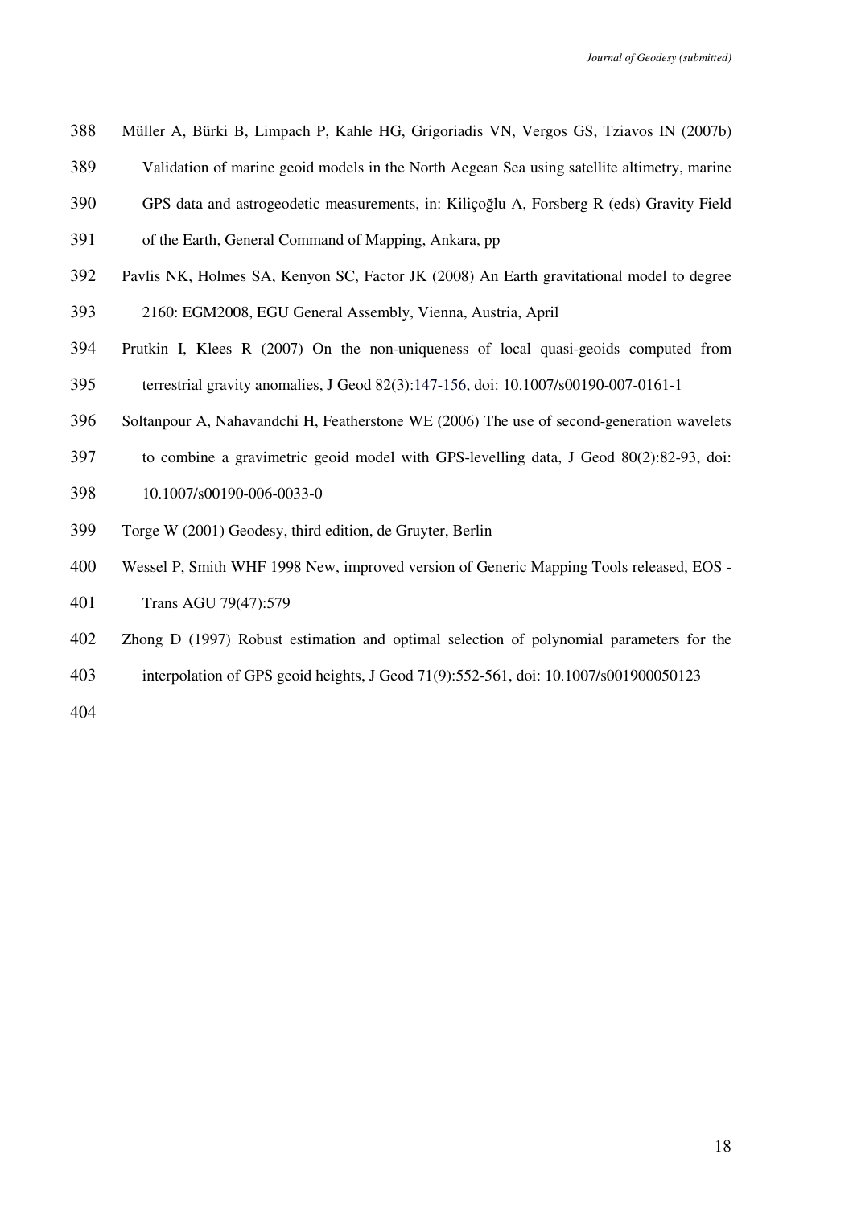Müller A, Bürki B, Limpach P, Kahle HG, Grigoriadis VN, Vergos GS, Tziavos IN (2007b) Validation of marine geoid models in the North Aegean Sea using satellite altimetry, marine GPS data and astrogeodetic measurements, in: Kiliçoğlu A, Forsberg R (eds) Gravity Field of the Earth, General Command of Mapping, Ankara, pp

Pavlis NK, Holmes SA, Kenyon SC, Factor JK (2008) An Earth gravitational model to degree 2160: EGM2008, EGU General Assembly, Vienna, Austria, April

Prutkin I, Klees R (2007) On the non-uniqueness of local quasi-geoids computed from terrestrial gravity anomalies, J Geod 82(3):147-156, doi: 10.1007/s00190-007-0161-1

Soltanpour A, Nahavandchi H, Featherstone WE (2006) The use of second-generation wavelets to combine a gravimetric geoid model with GPS-levelling data, J Geod 80(2):82-93, doi: 10.1007/s00190-006-0033-0

Torge W (2001) Geodesy, third edition, de Gruyter, Berlin

Wessel P, Smith WHF 1998 New, improved version of Generic Mapping Tools released, EOS - Trans AGU 79(47):579

Zhong D (1997) Robust estimation and optimal selection of polynomial parameters for the interpolation of GPS geoid heights, J Geod 71(9):552-561, doi: 10.1007/s001900050123